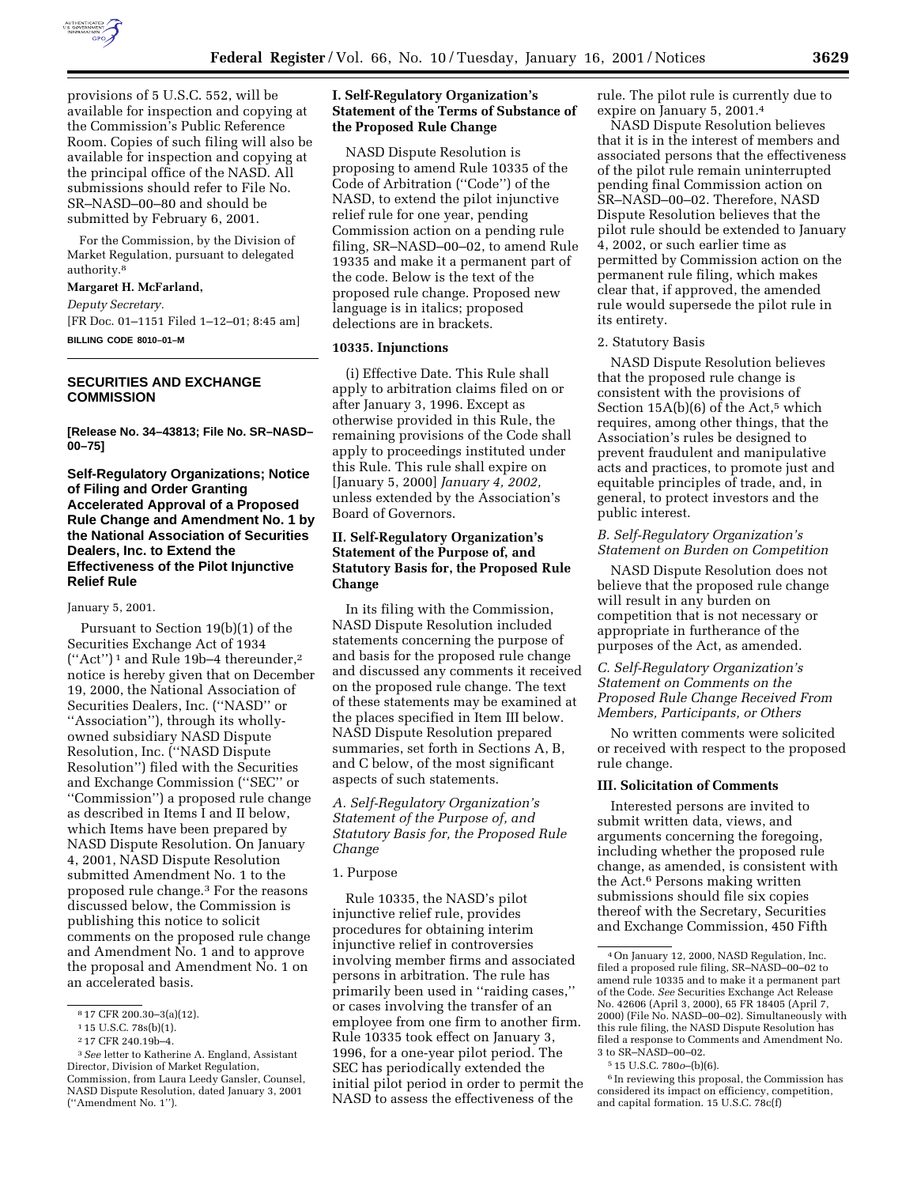provisions of 5 U.S.C. 552, will be available for inspection and copying at the Commission's Public Reference Room. Copies of such filing will also be available for inspection and copying at the principal office of the NASD. All submissions should refer to File No. SR–NASD–00–80 and should be submitted by February 6, 2001.

For the Commission, by the Division of Market Regulation, pursuant to delegated authority.[8]

**Margaret H. McFarland,**

*Deputy Secretary.*

[FR Doc. 01–1151 Filed 1–12–01; 8:45 am]

**BILLING CODE 8010–01–M**

---

## SECURITIES AND EXCHANGE COMMISSION

**[Release No. 34–43813; File No. SR–NASD–00–75]**

### Self-Regulatory Organizations; Notice of Filing and Order Granting Accelerated Approval of a Proposed Rule Change and Amendment No. 1 by the National Association of Securities Dealers, Inc. to Extend the Effectiveness of the Pilot Injunctive Relief Rule

January 5, 2001.

Pursuant to Section 19(b)(1) of the Securities Exchange Act of 1934 ("Act")[1] and Rule 19b–4 thereunder,[2] notice is hereby given that on December 19, 2000, the National Association of Securities Dealers, Inc. ("NASD" or "Association"), through its wholly-owned subsidiary NASD Dispute Resolution, Inc. ("NASD Dispute Resolution") filed with the Securities and Exchange Commission ("SEC" or "Commission") a proposed rule change as described in Items I and II below, which Items have been prepared by NASD Dispute Resolution. On January 4, 2001, NASD Dispute Resolution submitted Amendment No. 1 to the proposed rule change.[3] For the reasons discussed below, the Commission is publishing this notice to solicit comments on the proposed rule change and Amendment No. 1 and to approve the proposal and Amendment No. 1 on an accelerated basis.

[8] 17 CFR 200.30–3(a)(12).

[1] 15 U.S.C. 78s(b)(1).

[2] 17 CFR 240.19b–4.

[3] *See* letter to Katherine A. England, Assistant Director, Division of Market Regulation, Commission, from Laura Leedy Gansler, Counsel, NASD Dispute Resolution, dated January 3, 2001 ("Amendment No. 1").

#### I. Self-Regulatory Organization's Statement of the Terms of Substance of the Proposed Rule Change

NASD Dispute Resolution is proposing to amend Rule 10335 of the Code of Arbitration ("Code") of the NASD, to extend the pilot injunctive relief rule for one year, pending Commission action on a pending rule filing, SR–NASD–00–02, to amend Rule 19335 and make it a permanent part of the code. Below is the text of the proposed rule change. Proposed new language is in italics; proposed delections are in brackets.

#### 10335. Injunctions

(i) Effective Date. This Rule shall apply to arbitration claims filed on or after January 3, 1996. Except as otherwise provided in this Rule, the remaining provisions of the Code shall apply to proceedings instituted under this Rule. This rule shall expire on [January 5, 2000] *January 4, 2002,* unless extended by the Association's Board of Governors.

#### II. Self-Regulatory Organization's Statement of the Purpose of, and Statutory Basis for, the Proposed Rule Change

In its filing with the Commission, NASD Dispute Resolution included statements concerning the purpose of and basis for the proposed rule change and discussed any comments it received on the proposed rule change. The text of these statements may be examined at the places specified in Item III below. NASD Dispute Resolution prepared summaries, set forth in Sections A, B, and C below, of the most significant aspects of such statements.

*A. Self-Regulatory Organization's Statement of the Purpose of, and Statutory Basis for, the Proposed Rule Change*

1. Purpose

Rule 10335, the NASD's pilot injunctive relief rule, provides procedures for obtaining interim injunctive relief in controversies involving member firms and associated persons in arbitration. The rule has primarily been used in "raiding cases," or cases involving the transfer of an employee from one firm to another firm. Rule 10335 took effect on January 3, 1996, for a one-year pilot period. The SEC has periodically extended the initial pilot period in order to permit the NASD to assess the effectiveness of the rule. The pilot rule is currently due to expire on January 5, 2001.[4]

NASD Dispute Resolution believes that it is in the interest of members and associated persons that the effectiveness of the pilot rule remain uninterrupted pending final Commission action on SR–NASD–00–02. Therefore, NASD Dispute Resolution believes that the pilot rule should be extended to January 4, 2002, or such earlier time as permitted by Commission action on the permanent rule filing, which makes clear that, if approved, the amended rule would supersede the pilot rule in its entirety.

2. Statutory Basis

NASD Dispute Resolution believes that the proposed rule change is consistent with the provisions of Section 15A(b)(6) of the Act,[5] which requires, among other things, that the Association's rules be designed to prevent fraudulent and manipulative acts and practices, to promote just and equitable principles of trade, and, in general, to protect investors and the public interest.

*B. Self-Regulatory Organization's Statement on Burden on Competition*

NASD Dispute Resolution does not believe that the proposed rule change will result in any burden on competition that is not necessary or appropriate in furtherance of the purposes of the Act, as amended.

*C. Self-Regulatory Organization's Statement on Comments on the Proposed Rule Change Received From Members, Participants, or Others*

No written comments were solicited or received with respect to the proposed rule change.

#### III. Solicitation of Comments

Interested persons are invited to submit written data, views, and arguments concerning the foregoing, including whether the proposed rule change, as amended, is consistent with the Act.[6] Persons making written submissions should file six copies thereof with the Secretary, Securities and Exchange Commission, 450 Fifth

[4] On January 12, 2000, NASD Regulation, Inc. filed a proposed rule filing, SR–NASD–00–02 to amend rule 10335 and to make it a permanent part of the Code. *See* Securities Exchange Act Release No. 42606 (April 3, 2000), 65 FR 18405 (April 7, 2000) (File No. NASD–00–02). Simultaneously with this rule filing, the NASD Dispute Resolution has filed a response to Comments and Amendment No. 3 to SR–NASD–00–02.

[5] 15 U.S.C. 78*o*–(b)(6).

[6] In reviewing this proposal, the Commission has considered its impact on efficiency, competition, and capital formation. 15 U.S.C. 78c(f)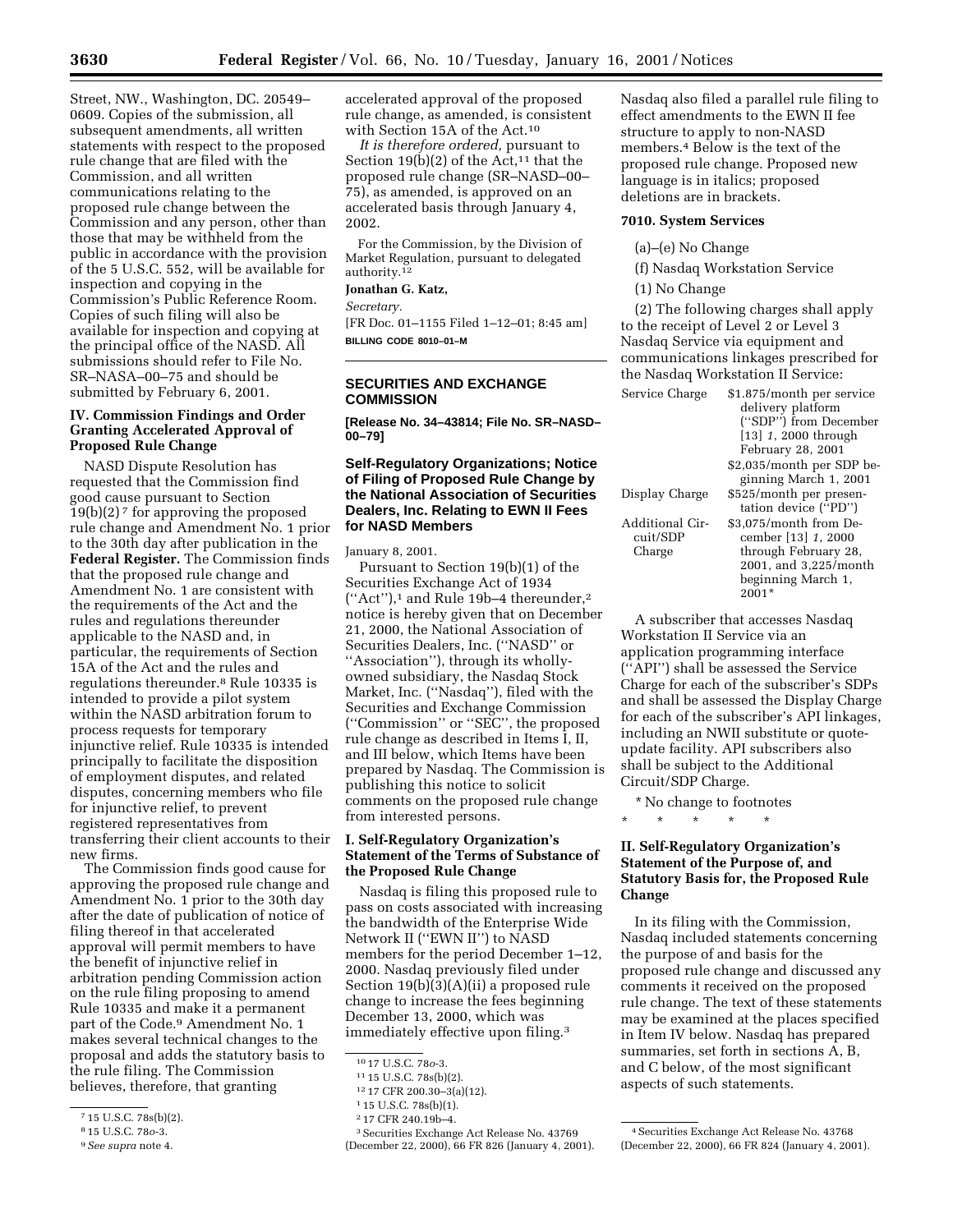Street, NW., Washington, DC. 20549–0609. Copies of the submission, all subsequent amendments, all written statements with respect to the proposed rule change that are filed with the Commission, and all written communications relating to the proposed rule change between the Commission and any person, other than those that may be withheld from the public in accordance with the provision of the 5 U.S.C. 552, will be available for inspection and copying in the Commission's Public Reference Room. Copies of such filing will also be available for inspection and copying at the principal office of the NASD. All submissions should refer to File No. SR–NASA–00–75 and should be submitted by February 6, 2001.

## IV. Commission Findings and Order Granting Accelerated Approval of Proposed Rule Change

NASD Dispute Resolution has requested that the Commission find good cause pursuant to Section 19(b)(2) [7] for approving the proposed rule change and Amendment No. 1 prior to the 30th day after publication in the **Federal Register.** The Commission finds that the proposed rule change and Amendment No. 1 are consistent with the requirements of the Act and the rules and regulations thereunder applicable to the NASD and, in particular, the requirements of Section 15A of the Act and the rules and regulations thereunder.[8] Rule 10335 is intended to provide a pilot system within the NASD arbitration forum to process requests for temporary injunctive relief. Rule 10335 is intended principally to facilitate the disposition of employment disputes, and related disputes, concerning members who file for injunctive relief, to prevent registered representatives from transferring their client accounts to their new firms.

The Commission finds good cause for approving the proposed rule change and Amendment No. 1 prior to the 30th day after the date of publication of notice of filing thereof in that accelerated approval will permit members to have the benefit of injunctive relief in arbitration pending Commission action on the rule filing proposing to amend Rule 10335 and make it a permanent part of the Code.[9] Amendment No. 1 makes several technical changes to the proposal and adds the statutory basis to the rule filing. The Commission believes, therefore, that granting accelerated approval of the proposed rule change, as amended, is consistent with Section 15A of the Act.[10]

*It is therefore ordered,* pursuant to Section 19(b)(2) of the Act,[11] that the proposed rule change (SR–NASD–00–75), as amended, is approved on an accelerated basis through January 4, 2002.

For the Commission, by the Division of Market Regulation, pursuant to delegated authority.[12]

**Jonathan G. Katz,**

*Secretary.*

[FR Doc. 01–1155 Filed 1–12–01; 8:45 am]

**BILLING CODE 8010–01–M**

[7] 15 U.S.C. 78s(b)(2).

[8] 15 U.S.C. 78*o*-3.

[9] *See supra* note 4.

[10] 17 U.S.C. 78*o*-3.

[11] 15 U.S.C. 78s(b)(2).

[12] 17 CFR 200.30–3(a)(12).

## SECURITIES AND EXCHANGE COMMISSION

**[Release No. 34–43814; File No. SR–NASD–00–79]**

### Self-Regulatory Organizations; Notice of Filing of Proposed Rule Change by the National Association of Securities Dealers, Inc. Relating to EWN II Fees for NASD Members

January 8, 2001.

Pursuant to Section 19(b)(1) of the Securities Exchange Act of 1934 (''Act''),[1] and Rule 19b–4 thereunder,[2] notice is hereby given that on December 21, 2000, the National Association of Securities Dealers, Inc. (''NASD'' or ''Association''), through its wholly-owned subsidiary, the Nasdaq Stock Market, Inc. (''Nasdaq''), filed with the Securities and Exchange Commission (''Commission'' or ''SEC'', the proposed rule change as described in Items I, II, and III below, which Items have been prepared by Nasdaq. The Commission is publishing this notice to solicit comments on the proposed rule change from interested persons.

## I. Self-Regulatory Organization's Statement of the Terms of Substance of the Proposed Rule Change

Nasdaq is filing this proposed rule to pass on costs associated with increasing the bandwidth of the Enterprise Wide Network II (''EWN II'') to NASD members for the period December 1–12, 2000. Nasdaq previously filed under Section 19(b)(3)(A)(ii) a proposed rule change to increase the fees beginning December 13, 2000, which was immediately effective upon filing.[3] Nasdaq also filed a parallel rule filing to effect amendments to the EWN II fee structure to apply to non-NASD members.[4] Below is the text of the proposed rule change. Proposed new language is in italics; proposed deletions are in brackets.

[1] 15 U.S.C. 78s(b)(1).

[2] 17 CFR 240.19b–4.

[3] Securities Exchange Act Release No. 43769 (December 22, 2000), 66 FR 826 (January 4, 2001).

[4] Securities Exchange Act Release No. 43768 (December 22, 2000), 66 FR 824 (January 4, 2001).

**7010. System Services**

(a)–(e) No Change

(f) Nasdaq Workstation Service

(1) No Change

(2) The following charges shall apply to the receipt of Level 2 or Level 3 Nasdaq Service via equipment and communications linkages prescribed for the Nasdaq Workstation II Service:

| | |
|---|---|
| Service Charge | $1.875/month per service delivery platform (''SDP'') from December [13] *1*, 2000 through February 28, 2001<br>$2,035/month per SDP beginning March 1, 2001 |
| Display Charge | $525/month per presentation device (''PD'') |
| Additional Circuit/SDP Charge | $3,075/month from December [13] *1*, 2000 through February 28, 2001, and 3,225/month beginning March 1, 2001* |

A subscriber that accesses Nasdaq Workstation II Service via an application programming interface (''API'') shall be assessed the Service Charge for each of the subscriber's SDPs and shall be assessed the Display Charge for each of the subscriber's API linkages, including an NWII substitute or quote-update facility. API subscribers also shall be subject to the Additional Circuit/SDP Charge.

\* No change to footnotes

\* \* \* \* \*

## II. Self-Regulatory Organization's Statement of the Purpose of, and Statutory Basis for, the Proposed Rule Change

In its filing with the Commission, Nasdaq included statements concerning the purpose of and basis for the proposed rule change and discussed any comments it received on the proposed rule change. The text of these statements may be examined at the places specified in Item IV below. Nasdaq has prepared summaries, set forth in sections A, B, and C below, of the most significant aspects of such statements.